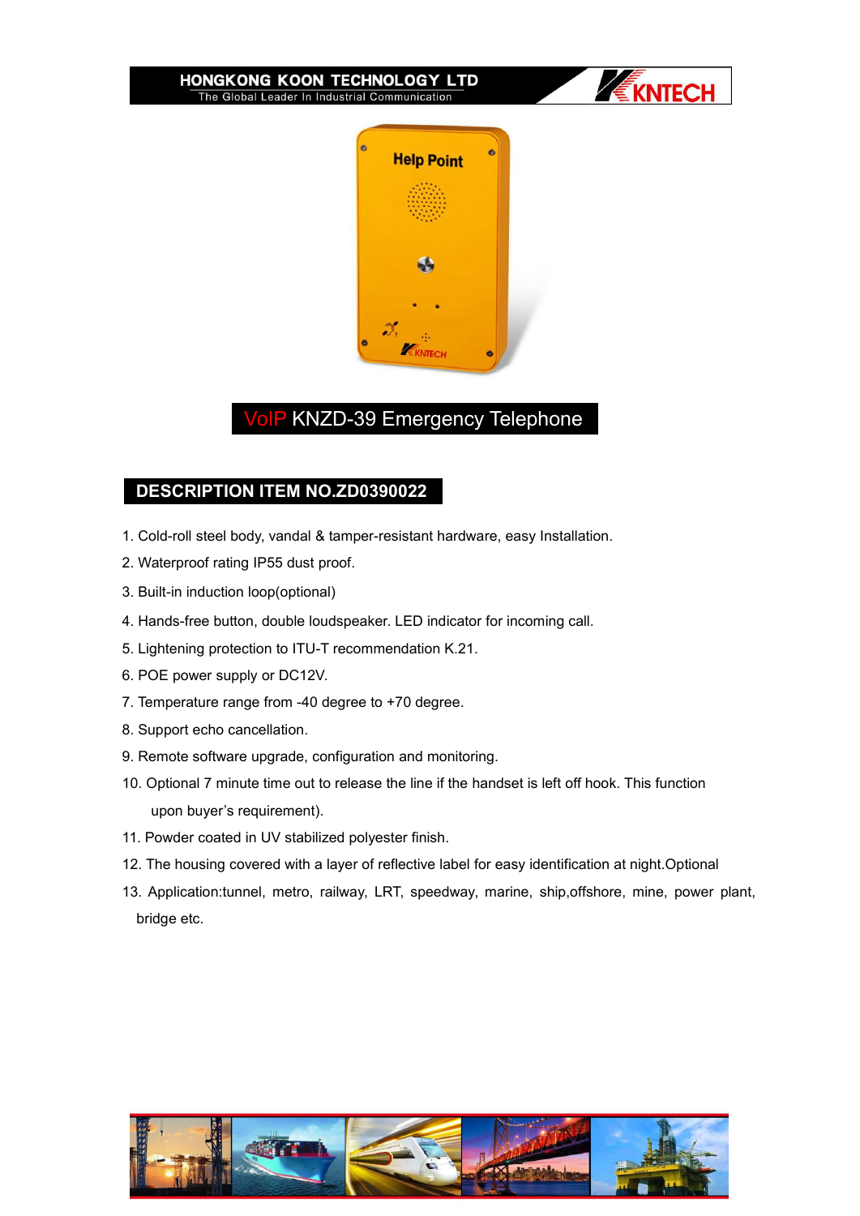HONGKONG KOON TECHNOLOGY LTD
The Global Leader In Industrial Communication

# VoIP KNZD-39 Emergency Telephone

## DESCRIPTION ITEM NO.ZD0390022

1. Cold-roll steel body, vandal & tamper-resistant hardware, easy Installation.
2. Waterproof rating IP55 dust proof.
3. Built-in induction loop(optional)
4. Hands-free button, double loudspeaker. LED indicator for incoming call.
5. Lightening protection to ITU-T recommendation K.21.
6. POE power supply or DC12V.
7. Temperature range from -40 degree to +70 degree.
8. Support echo cancellation.
9. Remote software upgrade, configuration and monitoring.
10. Optional 7 minute time out to release the line if the handset is left off hook. This function upon buyer's requirement).
11. Powder coated in UV stabilized polyester finish.
12. The housing covered with a layer of reflective label for easy identification at night.Optional
13. Application:tunnel, metro, railway, LRT, speedway, marine, ship,offshore, mine, power plant, bridge etc.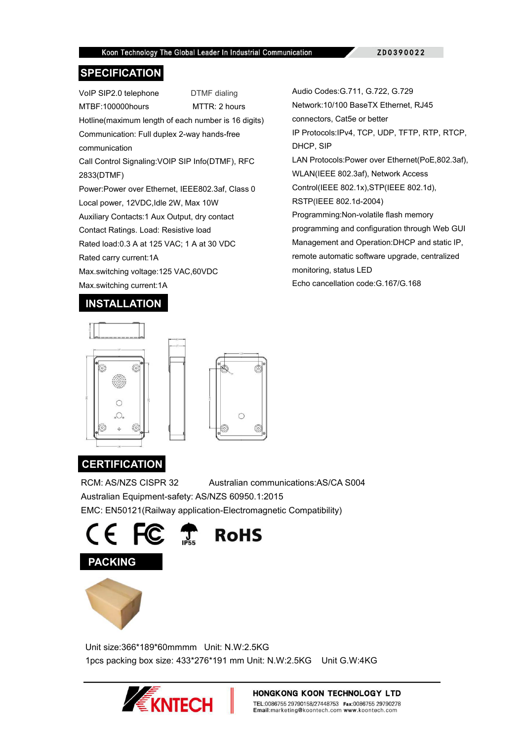## SPECIFICATION

VoIP SIP2.0 telephone DTMF dialing

MTBF:100000hours MTTR: 2 hours

Hotline(maximum length of each number is 16 digits)

Communication: Full duplex 2-way hands-free communication

Call Control Signaling:VOIP SIP Info(DTMF), RFC 2833(DTMF)

Power:Power over Ethernet, IEEE802.3af, Class 0

Local power, 12VDC,Idle 2W, Max 10W

Auxiliary Contacts:1 Aux Output, dry contact

Contact Ratings. Load: Resistive load

Rated load:0.3 A at 125 VAC; 1 A at 30 VDC

Rated carry current:1A

Max.switching voltage:125 VAC,60VDC

Max.switching current:1A

Audio Codes:G.711, G.722, G.729

Network:10/100 BaseTX Ethernet, RJ45 connectors, Cat5e or better

IP Protocols:IPv4, TCP, UDP, TFTP, RTP, RTCP, DHCP, SIP

LAN Protocols:Power over Ethernet(PoE,802.3af), WLAN(IEEE 802.3af), Network Access Control(IEEE 802.1x),STP(IEEE 802.1d), RSTP(IEEE 802.1d-2004)

Programming:Non-volatile flash memory programming and configuration through Web GUI

Management and Operation:DHCP and static IP, remote automatic software upgrade, centralized monitoring, status LED

Echo cancellation code:G.167/G.168

## INSTALLATION

## CERTIFICATION

RCM: AS/NZS CISPR 32 Australian communications:AS/CA S004

Australian Equipment-safety: AS/NZS 60950.1:2015

EMC: EN50121(Railway application-Electromagnetic Compatibility)

CE FC IP55 RoHS

## PACKING

Unit size:366*189*60mmmm Unit: N.W:2.5KG

1pcs packing box size: 433*276*191 mm Unit: N.W:2.5KG Unit G.W:4KG